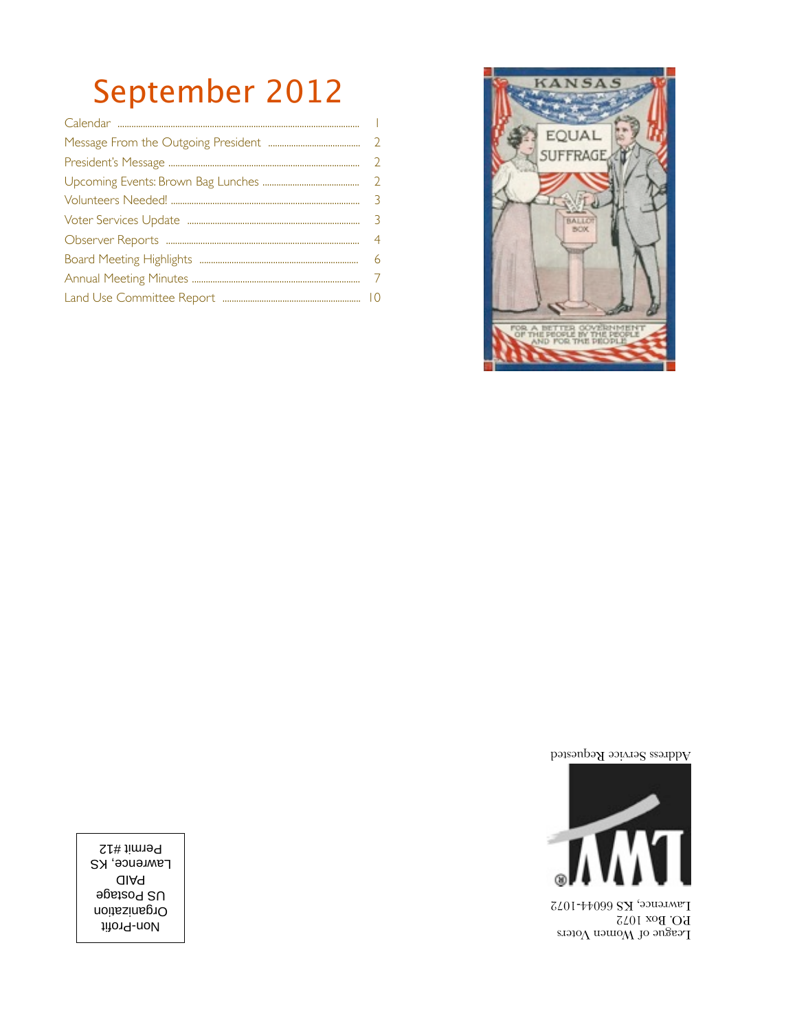# September 2012

| | |
|---|---|
| Calendar | 1 |
| Message From the Outgoing President | 2 |
| President's Message | 2 |
| Upcoming Events: Brown Bag Lunches | 2 |
| Volunteers Needed! | 3 |
| Voter Services Update | 3 |
| Observer Reports | 4 |
| Board Meeting Highlights | 6 |
| Annual Meeting Minutes | 7 |
| Land Use Committee Report | 10 |

Address Service Requested

League of Women Voters
P.O. Box 1072
Lawrence, KS 66044-1072

Non-Profit
Organization
US Postage
PAID
Lawrence, KS
Permit #12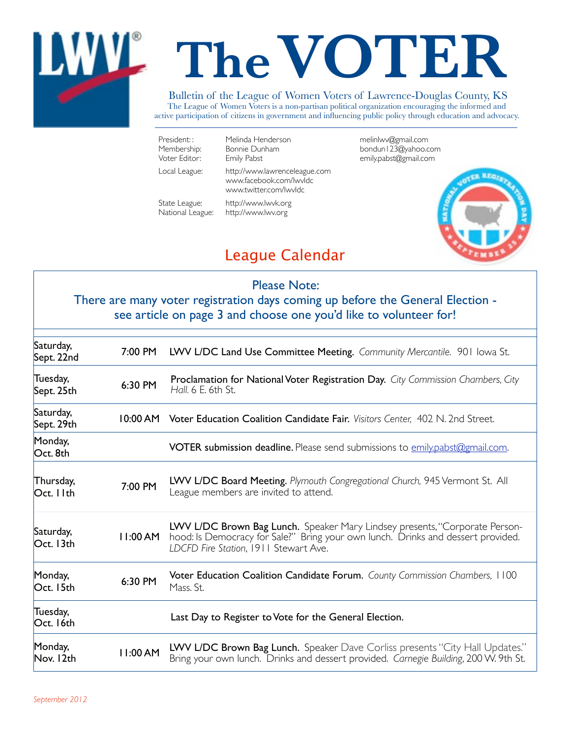# The VOTER

Bulletin of the League of Women Voters of Lawrence-Douglas County, KS

The League of Women Voters is a non-partisan political organization encouraging the informed and active participation of citizens in government and influencing public policy through education and advocacy.

| | | |
|---|---|---|
| President: : | Melinda Henderson | melinlwv@gmail.com |
| Membership: | Bonnie Dunham | bondun123@yahoo.com |
| Voter Editor: | Emily Pabst | emily.pabst@gmail.com |
| Local League: | http://www.lawrenceleague.com<br>www.facebook.com/lwvldc<br>www.twitter.com/lwvldc | |
| State League: | http://www.lwvk.org | |
| National League: | http://www.lwv.org | |

## League Calendar

**Please Note:**
**There are many voter registration days coming up before the General Election - see article on page 3 and choose one you'd like to volunteer for!**

| Date | Time | Event |
|---|---|---|
| Saturday, Sept. 22nd | 7:00 PM | **LWV L/DC Land Use Committee Meeting.** *Community Mercantile.* 901 Iowa St. |
| Tuesday, Sept. 25th | 6:30 PM | **Proclamation for National Voter Registration Day.** *City Commission Chambers, City Hall.* 6 E. 6th St. |
| Saturday, Sept. 29th | 10:00 AM | **Voter Education Coalition Candidate Fair.** *Visitors Center,* 402 N. 2nd Street. |
| Monday, Oct. 8th | | **VOTER submission deadline.** Please send submissions to emily.pabst@gmail.com. |
| Thursday, Oct. 11th | 7:00 PM | **LWV L/DC Board Meeting.** *Plymouth Congregational Church,* 945 Vermont St. All League members are invited to attend. |
| Saturday, Oct. 13th | 11:00 AM | **LWV L/DC Brown Bag Lunch.** Speaker Mary Lindsey presents, "Corporate Personhood: Is Democracy for Sale?" Bring your own lunch. Drinks and dessert provided. *LDCFD Fire Station*, 1911 Stewart Ave. |
| Monday, Oct. 15th | 6:30 PM | **Voter Education Coalition Candidate Forum.** *County Commission Chambers,* 1100 Mass. St. |
| Tuesday, Oct. 16th | | **Last Day to Register to Vote for the General Election.** |
| Monday, Nov. 12th | 11:00 AM | **LWV L/DC Brown Bag Lunch.** Speaker Dave Corliss presents "City Hall Updates." Bring your own lunch. Drinks and dessert provided. *Carnegie Building*, 200 W. 9th St. |

*September 2012*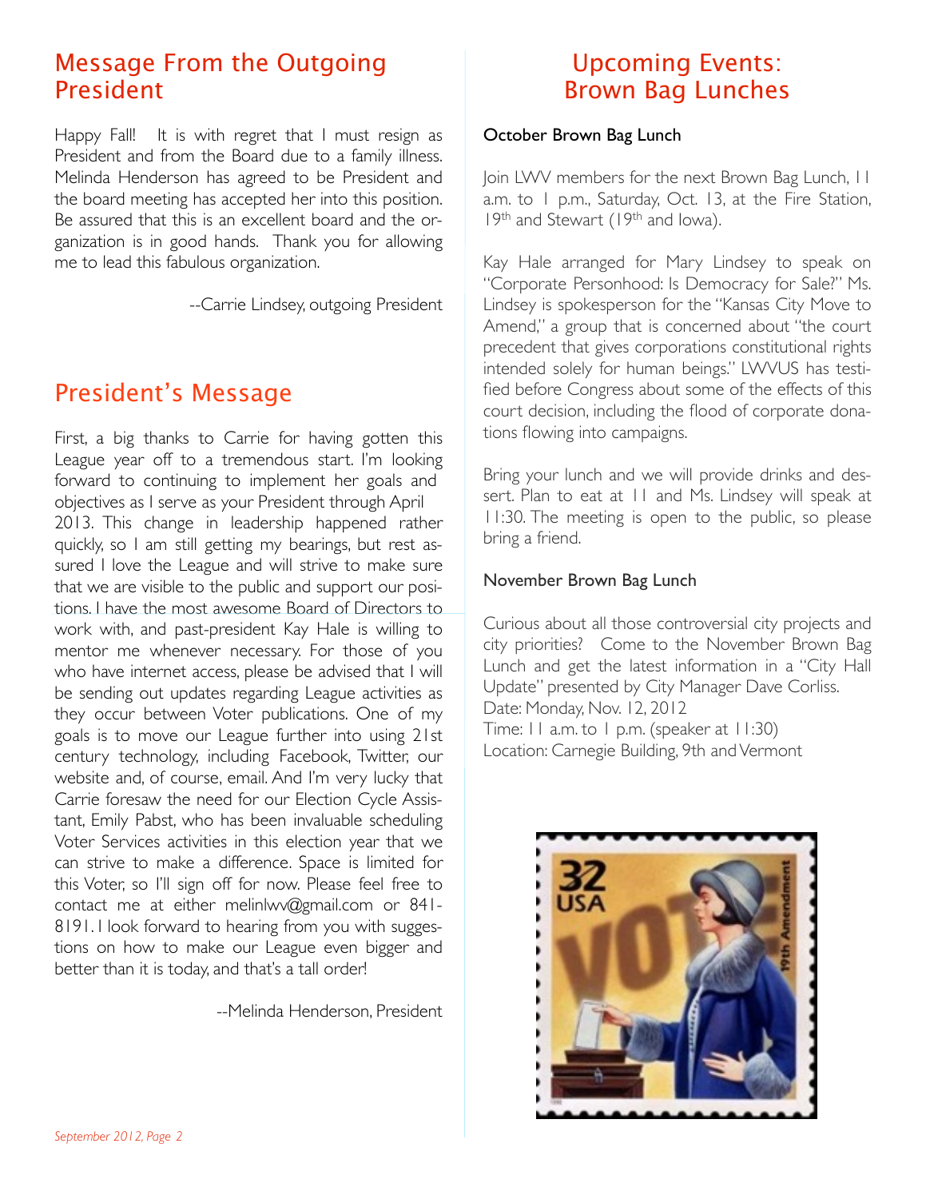## Message From the Outgoing President

Happy Fall! It is with regret that I must resign as President and from the Board due to a family illness. Melinda Henderson has agreed to be President and the board meeting has accepted her into this position. Be assured that this is an excellent board and the organization is in good hands. Thank you for allowing me to lead this fabulous organization.

--Carrie Lindsey, outgoing President

## President's Message

First, a big thanks to Carrie for having gotten this League year off to a tremendous start. I'm looking forward to continuing to implement her goals and objectives as I serve as your President through April 2013. This change in leadership happened rather quickly, so I am still getting my bearings, but rest assured I love the League and will strive to make sure that we are visible to the public and support our positions. I have the most awesome Board of Directors to work with, and past-president Kay Hale is willing to mentor me whenever necessary. For those of you who have internet access, please be advised that I will be sending out updates regarding League activities as they occur between Voter publications. One of my goals is to move our League further into using 21st century technology, including Facebook, Twitter, our website and, of course, email. And I'm very lucky that Carrie foresaw the need for our Election Cycle Assistant, Emily Pabst, who has been invaluable scheduling Voter Services activities in this election year that we can strive to make a difference. Space is limited for this Voter, so I'll sign off for now. Please feel free to contact me at either melinlwv@gmail.com or 841-8191. I look forward to hearing from you with suggestions on how to make our League even bigger and better than it is today, and that's a tall order!

--Melinda Henderson, President

## Upcoming Events: Brown Bag Lunches

### October Brown Bag Lunch

Join LWV members for the next Brown Bag Lunch, 11 a.m. to 1 p.m., Saturday, Oct. 13, at the Fire Station, 19th and Stewart (19th and Iowa).

Kay Hale arranged for Mary Lindsey to speak on "Corporate Personhood: Is Democracy for Sale?" Ms. Lindsey is spokesperson for the "Kansas City Move to Amend," a group that is concerned about "the court precedent that gives corporations constitutional rights intended solely for human beings." LWVUS has testified before Congress about some of the effects of this court decision, including the flood of corporate donations flowing into campaigns.

Bring your lunch and we will provide drinks and dessert. Plan to eat at 11 and Ms. Lindsey will speak at 11:30. The meeting is open to the public, so please bring a friend.

### November Brown Bag Lunch

Curious about all those controversial city projects and city priorities? Come to the November Brown Bag Lunch and get the latest information in a "City Hall Update" presented by City Manager Dave Corliss.
Date: Monday, Nov. 12, 2012
Time: 11 a.m. to 1 p.m. (speaker at 11:30)
Location: Carnegie Building, 9th and Vermont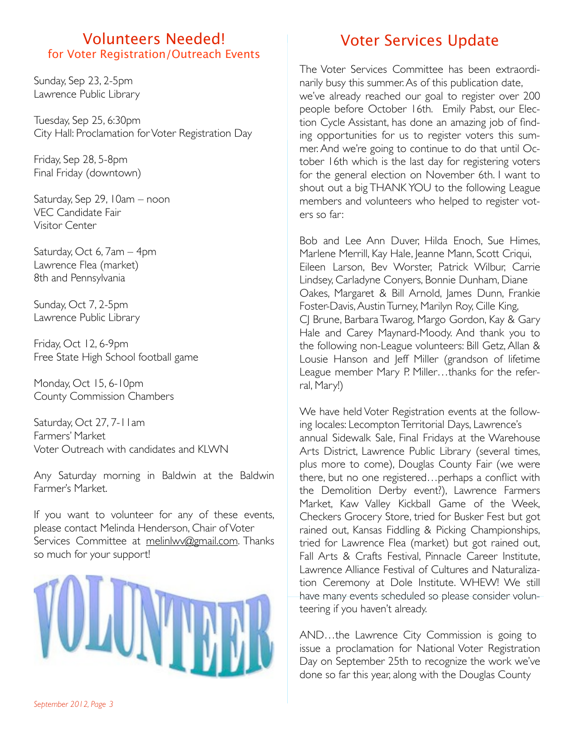## Volunteers Needed!

### for Voter Registration/Outreach Events

Sunday, Sep 23, 2-5pm
Lawrence Public Library

Tuesday, Sep 25, 6:30pm
City Hall: Proclamation for Voter Registration Day

Friday, Sep 28, 5-8pm
Final Friday (downtown)

Saturday, Sep 29, 10am – noon
VEC Candidate Fair
Visitor Center

Saturday, Oct 6, 7am – 4pm
Lawrence Flea (market)
8th and Pennsylvania

Sunday, Oct 7, 2-5pm
Lawrence Public Library

Friday, Oct 12, 6-9pm
Free State High School football game

Monday, Oct 15, 6-10pm
County Commission Chambers

Saturday, Oct 27, 7-11am
Farmers' Market
Voter Outreach with candidates and KLWN

Any Saturday morning in Baldwin at the Baldwin Farmer's Market.

If you want to volunteer for any of these events, please contact Melinda Henderson, Chair of Voter Services Committee at melinlwv@gmail.com. Thanks so much for your support!

VOLUNTEER

## Voter Services Update

The Voter Services Committee has been extraordinarily busy this summer. As of this publication date, we've already reached our goal to register over 200 people before October 16th. Emily Pabst, our Election Cycle Assistant, has done an amazing job of finding opportunities for us to register voters this summer. And we're going to continue to do that until October 16th which is the last day for registering voters for the general election on November 6th. I want to shout out a big THANK YOU to the following League members and volunteers who helped to register voters so far:

Bob and Lee Ann Duver, Hilda Enoch, Sue Himes, Marlene Merrill, Kay Hale, Jeanne Mann, Scott Criqui, Eileen Larson, Bev Worster, Patrick Wilbur, Carrie Lindsey, Carladyne Conyers, Bonnie Dunham, Diane Oakes, Margaret & Bill Arnold, James Dunn, Frankie Foster-Davis, Austin Turney, Marilyn Roy, Cille King, CJ Brune, Barbara Twarog, Margo Gordon, Kay & Gary Hale and Carey Maynard-Moody. And thank you to the following non-League volunteers: Bill Getz, Allan & Lousie Hanson and Jeff Miller (grandson of lifetime League member Mary P. Miller…thanks for the referral, Mary!)

We have held Voter Registration events at the following locales: Lecompton Territorial Days, Lawrence's annual Sidewalk Sale, Final Fridays at the Warehouse Arts District, Lawrence Public Library (several times, plus more to come), Douglas County Fair (we were there, but no one registered…perhaps a conflict with the Demolition Derby event?), Lawrence Farmers Market, Kaw Valley Kickball Game of the Week, Checkers Grocery Store, tried for Busker Fest but got rained out, Kansas Fiddling & Picking Championships, tried for Lawrence Flea (market) but got rained out, Fall Arts & Crafts Festival, Pinnacle Career Institute, Lawrence Alliance Festival of Cultures and Naturalization Ceremony at Dole Institute. WHEW! We still have many events scheduled so please consider volunteering if you haven't already.

AND…the Lawrence City Commission is going to issue a proclamation for National Voter Registration Day on September 25th to recognize the work we've done so far this year, along with the Douglas County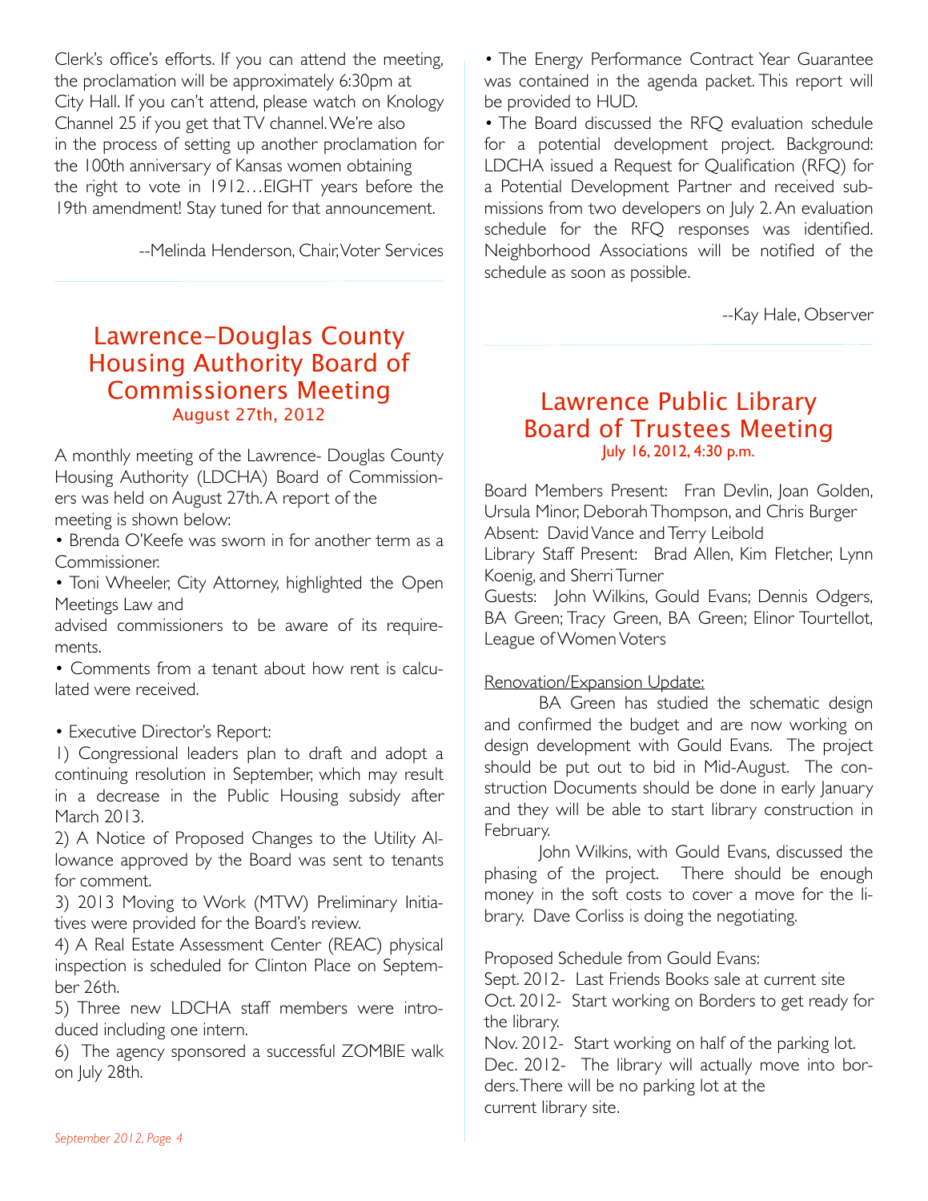Clerk's office's efforts. If you can attend the meeting, the proclamation will be approximately 6:30pm at City Hall. If you can't attend, please watch on Knology Channel 25 if you get that TV channel. We're also in the process of setting up another proclamation for the 100th anniversary of Kansas women obtaining the right to vote in 1912…EIGHT years before the 19th amendment! Stay tuned for that announcement.

--Melinda Henderson, Chair, Voter Services

## Lawrence-Douglas County Housing Authority Board of Commissioners Meeting

### August 27th, 2012

A monthly meeting of the Lawrence- Douglas County Housing Authority (LDCHA) Board of Commissioners was held on August 27th. A report of the meeting is shown below:

- Brenda O'Keefe was sworn in for another term as a Commissioner.
- Toni Wheeler, City Attorney, highlighted the Open Meetings Law and advised commissioners to be aware of its requirements.
- Comments from a tenant about how rent is calculated were received.

- Executive Director's Report:

1) Congressional leaders plan to draft and adopt a continuing resolution in September, which may result in a decrease in the Public Housing subsidy after March 2013.
2) A Notice of Proposed Changes to the Utility Allowance approved by the Board was sent to tenants for comment.
3) 2013 Moving to Work (MTW) Preliminary Initiatives were provided for the Board's review.
4) A Real Estate Assessment Center (REAC) physical inspection is scheduled for Clinton Place on September 26th.
5) Three new LDCHA staff members were introduced including one intern.
6) The agency sponsored a successful ZOMBIE walk on July 28th.

- The Energy Performance Contract Year Guarantee was contained in the agenda packet. This report will be provided to HUD.
- The Board discussed the RFQ evaluation schedule for a potential development project. Background: LDCHA issued a Request for Qualification (RFQ) for a Potential Development Partner and received submissions from two developers on July 2. An evaluation schedule for the RFQ responses was identified. Neighborhood Associations will be notified of the schedule as soon as possible.

--Kay Hale, Observer

## Lawrence Public Library Board of Trustees Meeting

### July 16, 2012, 4:30 p.m.

Board Members Present: Fran Devlin, Joan Golden, Ursula Minor, Deborah Thompson, and Chris Burger
Absent: David Vance and Terry Leibold
Library Staff Present: Brad Allen, Kim Fletcher, Lynn Koenig, and Sherri Turner
Guests: John Wilkins, Gould Evans; Dennis Odgers, BA Green; Tracy Green, BA Green; Elinor Tourtellot, League of Women Voters

Renovation/Expansion Update:

BA Green has studied the schematic design and confirmed the budget and are now working on design development with Gould Evans. The project should be put out to bid in Mid-August. The construction Documents should be done in early January and they will be able to start library construction in February.

John Wilkins, with Gould Evans, discussed the phasing of the project. There should be enough money in the soft costs to cover a move for the library. Dave Corliss is doing the negotiating.

Proposed Schedule from Gould Evans:
Sept. 2012- Last Friends Books sale at current site
Oct. 2012- Start working on Borders to get ready for the library.
Nov. 2012- Start working on half of the parking lot.
Dec. 2012- The library will actually move into borders. There will be no parking lot at the current library site.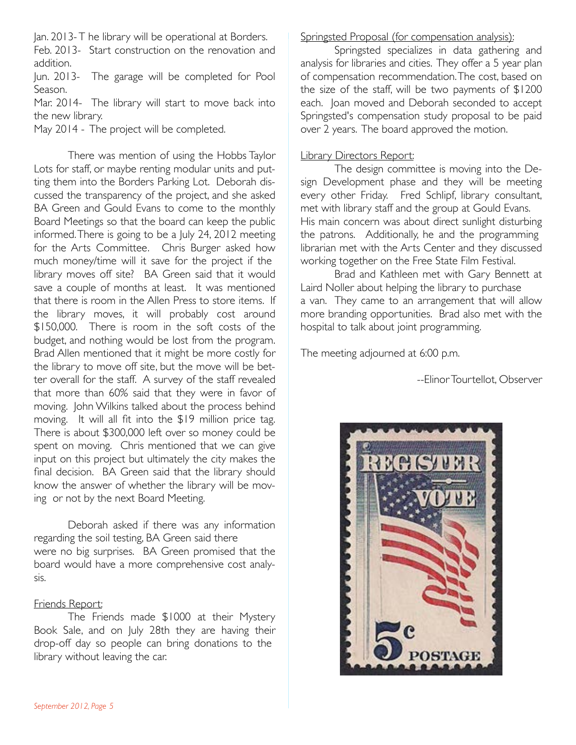Jan. 2013- The library will be operational at Borders.
Feb. 2013- Start construction on the renovation and addition.
Jun. 2013- The garage will be completed for Pool Season.
Mar. 2014- The library will start to move back into the new library.
May 2014 - The project will be completed.

There was mention of using the Hobbs Taylor Lots for staff, or maybe renting modular units and putting them into the Borders Parking Lot. Deborah discussed the transparency of the project, and she asked BA Green and Gould Evans to come to the monthly Board Meetings so that the board can keep the public informed. There is going to be a July 24, 2012 meeting for the Arts Committee. Chris Burger asked how much money/time will it save for the project if the library moves off site? BA Green said that it would save a couple of months at least. It was mentioned that there is room in the Allen Press to store items. If the library moves, it will probably cost around $150,000. There is room in the soft costs of the budget, and nothing would be lost from the program. Brad Allen mentioned that it might be more costly for the library to move off site, but the move will be better overall for the staff. A survey of the staff revealed that more than 60% said that they were in favor of moving. John Wilkins talked about the process behind moving. It will all fit into the $19 million price tag. There is about $300,000 left over so money could be spent on moving. Chris mentioned that we can give input on this project but ultimately the city makes the final decision. BA Green said that the library should know the answer of whether the library will be moving or not by the next Board Meeting.

Deborah asked if there was any information regarding the soil testing, BA Green said there were no big surprises. BA Green promised that the board would have a more comprehensive cost analysis.

Friends Report:

The Friends made $1000 at their Mystery Book Sale, and on July 28th they are having their drop-off day so people can bring donations to the library without leaving the car.

Springsted Proposal (for compensation analysis):

Springsted specializes in data gathering and analysis for libraries and cities. They offer a 5 year plan of compensation recommendation. The cost, based on the size of the staff, will be two payments of $1200 each. Joan moved and Deborah seconded to accept Springsted's compensation study proposal to be paid over 2 years. The board approved the motion.

Library Directors Report:

The design committee is moving into the Design Development phase and they will be meeting every other Friday. Fred Schlipf, library consultant, met with library staff and the group at Gould Evans. His main concern was about direct sunlight disturbing the patrons. Additionally, he and the programming librarian met with the Arts Center and they discussed working together on the Free State Film Festival.

Brad and Kathleen met with Gary Bennett at Laird Noller about helping the library to purchase a van. They came to an arrangement that will allow more branding opportunities. Brad also met with the hospital to talk about joint programming.

The meeting adjourned at 6:00 p.m.

--Elinor Tourtellot, Observer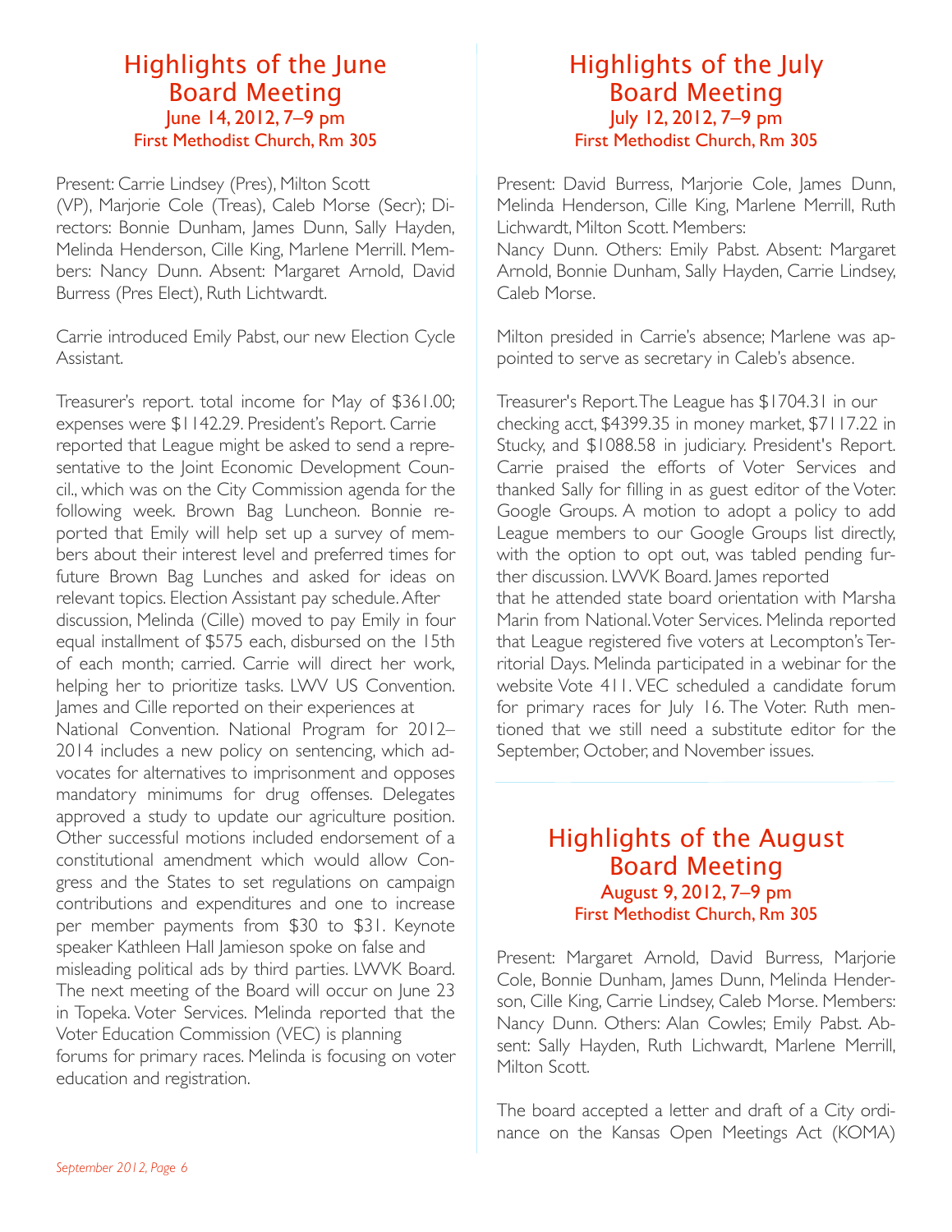## Highlights of the June Board Meeting

### June 14, 2012, 7–9 pm
### First Methodist Church, Rm 305

Present: Carrie Lindsey (Pres), Milton Scott (VP), Marjorie Cole (Treas), Caleb Morse (Secr); Directors: Bonnie Dunham, James Dunn, Sally Hayden, Melinda Henderson, Cille King, Marlene Merrill. Members: Nancy Dunn. Absent: Margaret Arnold, David Burress (Pres Elect), Ruth Lichtwardt.

Carrie introduced Emily Pabst, our new Election Cycle Assistant.

Treasurer's report. total income for May of $361.00; expenses were $1142.29. President's Report. Carrie reported that League might be asked to send a representative to the Joint Economic Development Council., which was on the City Commission agenda for the following week. Brown Bag Luncheon. Bonnie reported that Emily will help set up a survey of members about their interest level and preferred times for future Brown Bag Lunches and asked for ideas on relevant topics. Election Assistant pay schedule. After discussion, Melinda (Cille) moved to pay Emily in four equal installment of $575 each, disbursed on the 15th of each month; carried. Carrie will direct her work, helping her to prioritize tasks. LWV US Convention. James and Cille reported on their experiences at National Convention. National Program for 2012–2014 includes a new policy on sentencing, which advocates for alternatives to imprisonment and opposes mandatory minimums for drug offenses. Delegates approved a study to update our agriculture position. Other successful motions included endorsement of a constitutional amendment which would allow Congress and the States to set regulations on campaign contributions and expenditures and one to increase per member payments from $30 to $31. Keynote speaker Kathleen Hall Jamieson spoke on false and misleading political ads by third parties. LWVK Board. The next meeting of the Board will occur on June 23 in Topeka. Voter Services. Melinda reported that the Voter Education Commission (VEC) is planning forums for primary races. Melinda is focusing on voter education and registration.

## Highlights of the July Board Meeting

### July 12, 2012, 7–9 pm
### First Methodist Church, Rm 305

Present: David Burress, Marjorie Cole, James Dunn, Melinda Henderson, Cille King, Marlene Merrill, Ruth Lichwardt, Milton Scott. Members: Nancy Dunn. Others: Emily Pabst. Absent: Margaret Arnold, Bonnie Dunham, Sally Hayden, Carrie Lindsey, Caleb Morse.

Milton presided in Carrie's absence; Marlene was appointed to serve as secretary in Caleb's absence.

Treasurer's Report. The League has $1704.31 in our checking acct, $4399.35 in money market, $7117.22 in Stucky, and $1088.58 in judiciary. President's Report. Carrie praised the efforts of Voter Services and thanked Sally for filling in as guest editor of the Voter. Google Groups. A motion to adopt a policy to add League members to our Google Groups list directly, with the option to opt out, was tabled pending further discussion. LWVK Board. James reported that he attended state board orientation with Marsha Marin from National. Voter Services. Melinda reported that League registered five voters at Lecompton's Territorial Days. Melinda participated in a webinar for the website Vote 411. VEC scheduled a candidate forum for primary races for July 16. The Voter. Ruth mentioned that we still need a substitute editor for the September, October, and November issues.

## Highlights of the August Board Meeting

### August 9, 2012, 7–9 pm
### First Methodist Church, Rm 305

Present: Margaret Arnold, David Burress, Marjorie Cole, Bonnie Dunham, James Dunn, Melinda Henderson, Cille King, Carrie Lindsey, Caleb Morse. Members: Nancy Dunn. Others: Alan Cowles; Emily Pabst. Absent: Sally Hayden, Ruth Lichwardt, Marlene Merrill, Milton Scott.

The board accepted a letter and draft of a City ordinance on the Kansas Open Meetings Act (KOMA)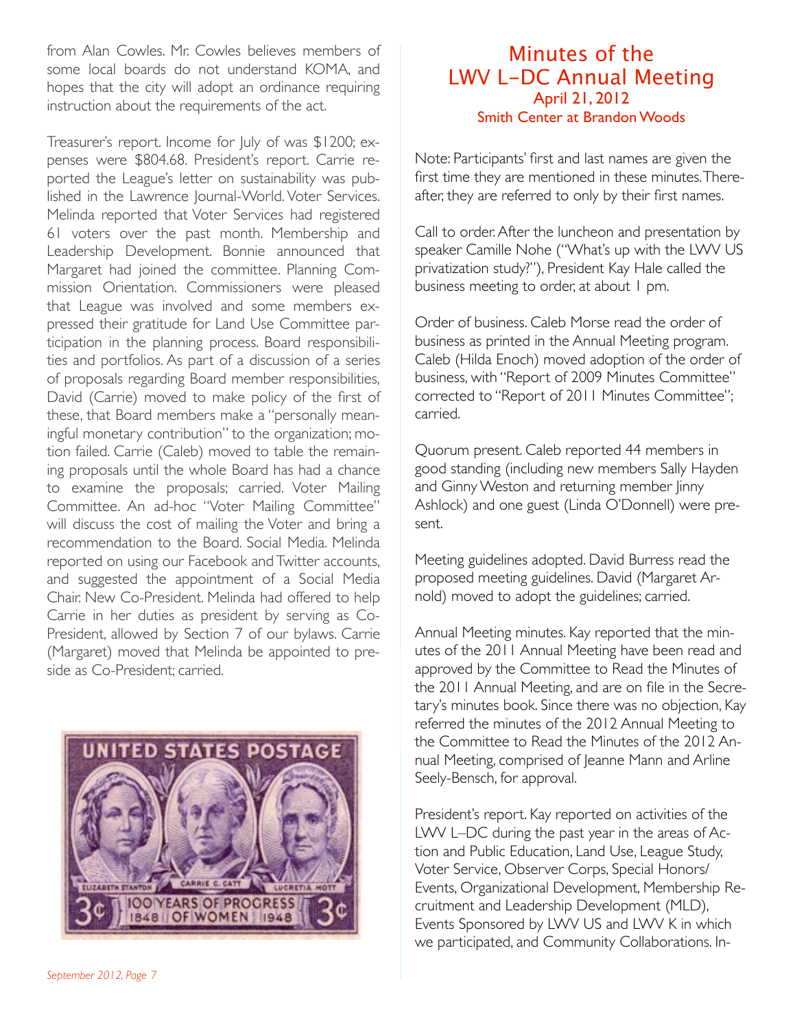from Alan Cowles. Mr. Cowles believes members of some local boards do not understand KOMA, and hopes that the city will adopt an ordinance requiring instruction about the requirements of the act.

Treasurer's report. Income for July of was $1200; expenses were $804.68. President's report. Carrie reported the League's letter on sustainability was published in the Lawrence Journal-World. Voter Services. Melinda reported that Voter Services had registered 61 voters over the past month. Membership and Leadership Development. Bonnie announced that Margaret had joined the committee. Planning Commission Orientation. Commissioners were pleased that League was involved and some members expressed their gratitude for Land Use Committee participation in the planning process. Board responsibilities and portfolios. As part of a discussion of a series of proposals regarding Board member responsibilities, David (Carrie) moved to make policy of the first of these, that Board members make a "personally meaningful monetary contribution" to the organization; motion failed. Carrie (Caleb) moved to table the remaining proposals until the whole Board has had a chance to examine the proposals; carried. Voter Mailing Committee. An ad-hoc "Voter Mailing Committee" will discuss the cost of mailing the Voter and bring a recommendation to the Board. Social Media. Melinda reported on using our Facebook and Twitter accounts, and suggested the appointment of a Social Media Chair. New Co-President. Melinda had offered to help Carrie in her duties as president by serving as Co-President, allowed by Section 7 of our bylaws. Carrie (Margaret) moved that Melinda be appointed to preside as Co-President; carried.

## Minutes of the LWV L–DC Annual Meeting

### April 21, 2012
### Smith Center at Brandon Woods

Note: Participants' first and last names are given the first time they are mentioned in these minutes. Thereafter, they are referred to only by their first names.

Call to order. After the luncheon and presentation by speaker Camille Nohe ("What's up with the LWV US privatization study?"), President Kay Hale called the business meeting to order, at about 1 pm.

Order of business. Caleb Morse read the order of business as printed in the Annual Meeting program. Caleb (Hilda Enoch) moved adoption of the order of business, with "Report of 2009 Minutes Committee" corrected to "Report of 2011 Minutes Committee"; carried.

Quorum present. Caleb reported 44 members in good standing (including new members Sally Hayden and Ginny Weston and returning member Jinny Ashlock) and one guest (Linda O'Donnell) were present.

Meeting guidelines adopted. David Burress read the proposed meeting guidelines. David (Margaret Arnold) moved to adopt the guidelines; carried.

Annual Meeting minutes. Kay reported that the minutes of the 2011 Annual Meeting have been read and approved by the Committee to Read the Minutes of the 2011 Annual Meeting, and are on file in the Secretary's minutes book. Since there was no objection, Kay referred the minutes of the 2012 Annual Meeting to the Committee to Read the Minutes of the 2012 Annual Meeting, comprised of Jeanne Mann and Arline Seely-Bensch, for approval.

President's report. Kay reported on activities of the LWV L–DC during the past year in the areas of Action and Public Education, Land Use, League Study, Voter Service, Observer Corps, Special Honors/Events, Organizational Development, Membership Recruitment and Leadership Development (MLD), Events Sponsored by LWV US and LWV K in which we participated, and Community Collaborations. In-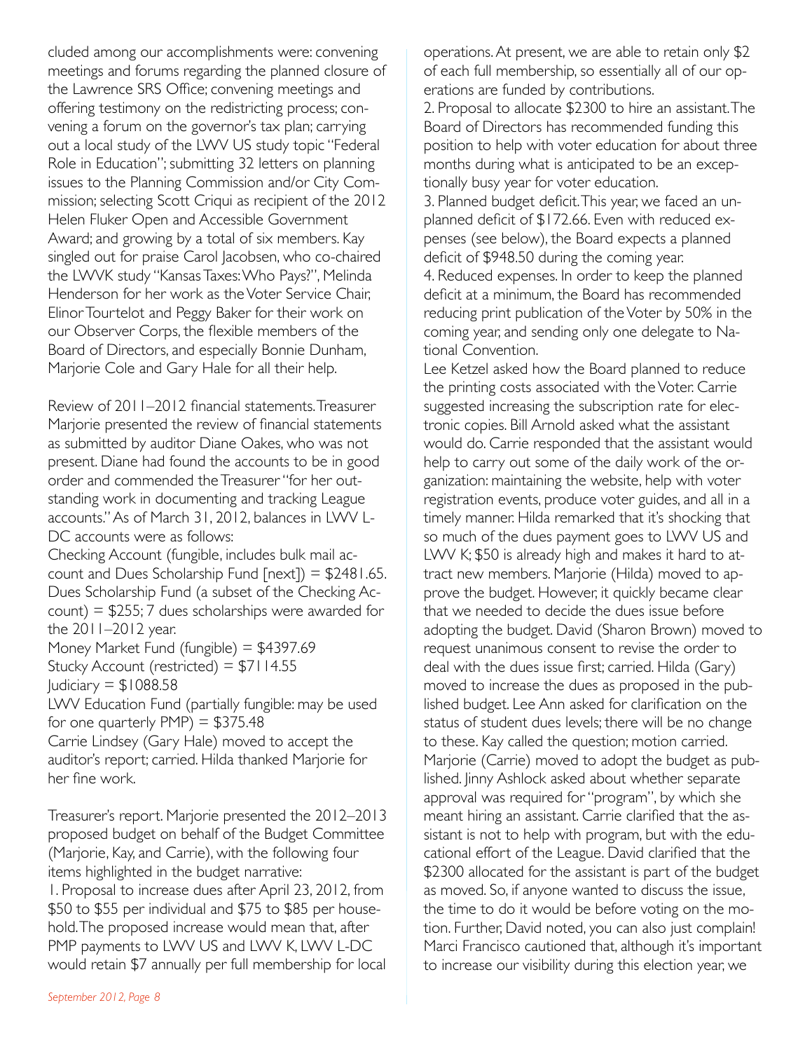cluded among our accomplishments were: convening meetings and forums regarding the planned closure of the Lawrence SRS Office; convening meetings and offering testimony on the redistricting process; convening a forum on the governor's tax plan; carrying out a local study of the LWV US study topic "Federal Role in Education"; submitting 32 letters on planning issues to the Planning Commission and/or City Commission; selecting Scott Criqui as recipient of the 2012 Helen Fluker Open and Accessible Government Award; and growing by a total of six members. Kay singled out for praise Carol Jacobsen, who co-chaired the LWVK study "Kansas Taxes: Who Pays?", Melinda Henderson for her work as the Voter Service Chair, Elinor Tourtelot and Peggy Baker for their work on our Observer Corps, the flexible members of the Board of Directors, and especially Bonnie Dunham, Marjorie Cole and Gary Hale for all their help.

Review of 2011–2012 financial statements. Treasurer Marjorie presented the review of financial statements as submitted by auditor Diane Oakes, who was not present. Diane had found the accounts to be in good order and commended the Treasurer "for her outstanding work in documenting and tracking League accounts." As of March 31, 2012, balances in LWV L-DC accounts were as follows:

Checking Account (fungible, includes bulk mail account and Dues Scholarship Fund [next]) = $2481.65.
Dues Scholarship Fund (a subset of the Checking Account) = $255; 7 dues scholarships were awarded for the 2011–2012 year.
Money Market Fund (fungible) = $4397.69
Stucky Account (restricted) = $7114.55
Judiciary = $1088.58
LWV Education Fund (partially fungible: may be used for one quarterly PMP) = $375.48

Carrie Lindsey (Gary Hale) moved to accept the auditor's report; carried. Hilda thanked Marjorie for her fine work.

Treasurer's report. Marjorie presented the 2012–2013 proposed budget on behalf of the Budget Committee (Marjorie, Kay, and Carrie), with the following four items highlighted in the budget narrative:

1. Proposal to increase dues after April 23, 2012, from $50 to $55 per individual and $75 to $85 per household. The proposed increase would mean that, after PMP payments to LWV US and LWV K, LWV L-DC would retain $7 annually per full membership for local operations. At present, we are able to retain only $2 of each full membership, so essentially all of our operations are funded by contributions.
2. Proposal to allocate $2300 to hire an assistant. The Board of Directors has recommended funding this position to help with voter education for about three months during what is anticipated to be an exceptionally busy year for voter education.
3. Planned budget deficit. This year, we faced an unplanned deficit of $172.66. Even with reduced expenses (see below), the Board expects a planned deficit of $948.50 during the coming year.
4. Reduced expenses. In order to keep the planned deficit at a minimum, the Board has recommended reducing print publication of the Voter by 50% in the coming year, and sending only one delegate to National Convention.

Lee Ketzel asked how the Board planned to reduce the printing costs associated with the Voter. Carrie suggested increasing the subscription rate for electronic copies. Bill Arnold asked what the assistant would do. Carrie responded that the assistant would help to carry out some of the daily work of the organization: maintaining the website, help with voter registration events, produce voter guides, and all in a timely manner. Hilda remarked that it's shocking that so much of the dues payment goes to LWV US and LWV K; $50 is already high and makes it hard to attract new members. Marjorie (Hilda) moved to approve the budget. However, it quickly became clear that we needed to decide the dues issue before adopting the budget. David (Sharon Brown) moved to request unanimous consent to revise the order to deal with the dues issue first; carried. Hilda (Gary) moved to increase the dues as proposed in the published budget. Lee Ann asked for clarification on the status of student dues levels; there will be no change to these. Kay called the question; motion carried. Marjorie (Carrie) moved to adopt the budget as published. Jinny Ashlock asked about whether separate approval was required for "program", by which she meant hiring an assistant. Carrie clarified that the assistant is not to help with program, but with the educational effort of the League. David clarified that the $2300 allocated for the assistant is part of the budget as moved. So, if anyone wanted to discuss the issue, the time to do it would be before voting on the motion. Further, David noted, you can also just complain! Marci Francisco cautioned that, although it's important to increase our visibility during this election year, we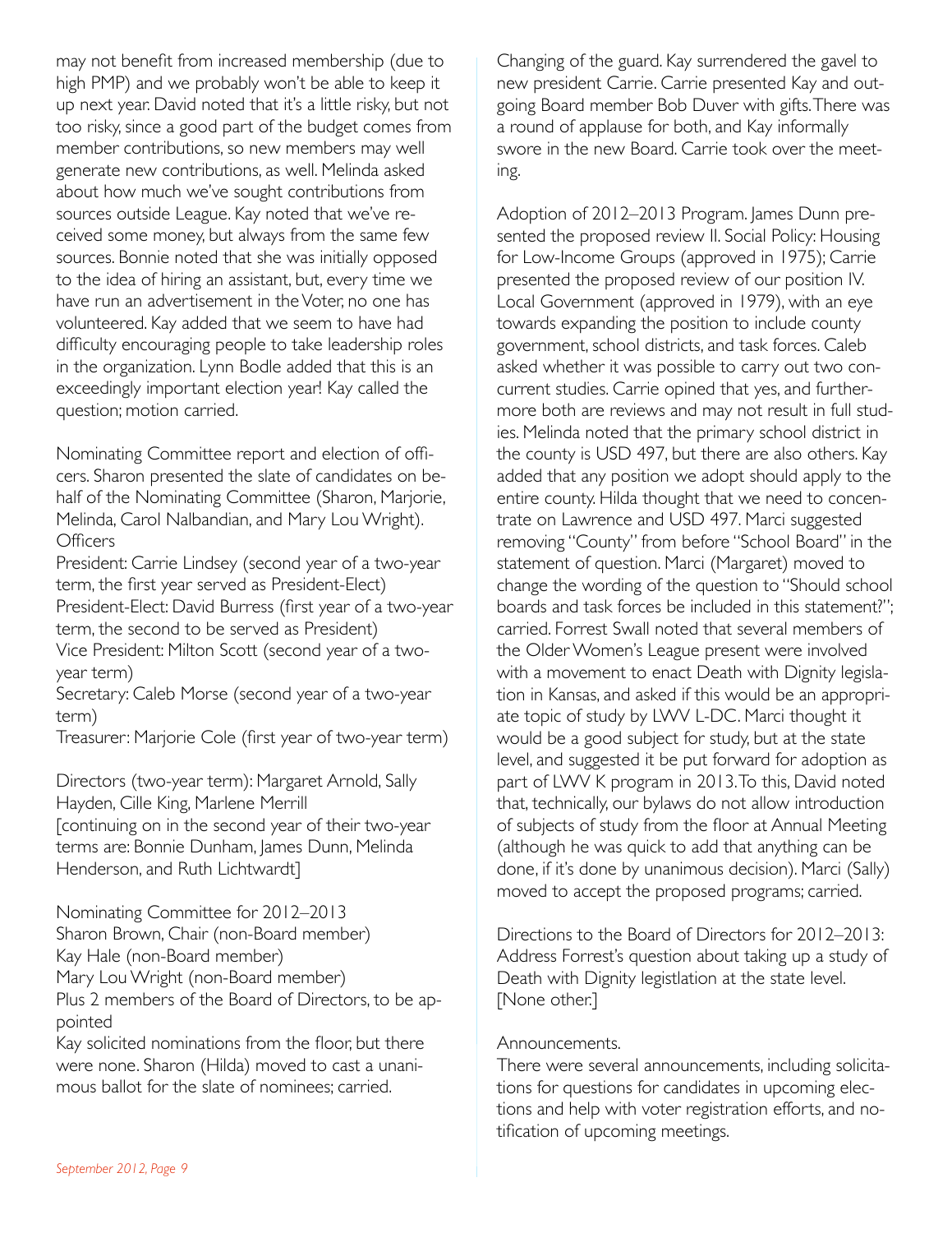may not benefit from increased membership (due to high PMP) and we probably won't be able to keep it up next year. David noted that it's a little risky, but not too risky, since a good part of the budget comes from member contributions, so new members may well generate new contributions, as well. Melinda asked about how much we've sought contributions from sources outside League. Kay noted that we've received some money, but always from the same few sources. Bonnie noted that she was initially opposed to the idea of hiring an assistant, but, every time we have run an advertisement in the Voter, no one has volunteered. Kay added that we seem to have had difficulty encouraging people to take leadership roles in the organization. Lynn Bodle added that this is an exceedingly important election year! Kay called the question; motion carried.

Nominating Committee report and election of officers. Sharon presented the slate of candidates on behalf of the Nominating Committee (Sharon, Marjorie, Melinda, Carol Nalbandian, and Mary Lou Wright).

Officers

President: Carrie Lindsey (second year of a two-year term, the first year served as President-Elect)

President-Elect: David Burress (first year of a two-year term, the second to be served as President)

Vice President: Milton Scott (second year of a two-year term)

Secretary: Caleb Morse (second year of a two-year term)

Treasurer: Marjorie Cole (first year of two-year term)

Directors (two-year term): Margaret Arnold, Sally Hayden, Cille King, Marlene Merrill

[continuing on in the second year of their two-year terms are: Bonnie Dunham, James Dunn, Melinda Henderson, and Ruth Lichtwardt]

Nominating Committee for 2012–2013

Sharon Brown, Chair (non-Board member)

Kay Hale (non-Board member)

Mary Lou Wright (non-Board member)

Plus 2 members of the Board of Directors, to be appointed

Kay solicited nominations from the floor, but there were none. Sharon (Hilda) moved to cast a unanimous ballot for the slate of nominees; carried.

Changing of the guard. Kay surrendered the gavel to new president Carrie. Carrie presented Kay and outgoing Board member Bob Duver with gifts. There was a round of applause for both, and Kay informally swore in the new Board. Carrie took over the meeting.

Adoption of 2012–2013 Program. James Dunn presented the proposed review II. Social Policy: Housing for Low-Income Groups (approved in 1975); Carrie presented the proposed review of our position IV. Local Government (approved in 1979), with an eye towards expanding the position to include county government, school districts, and task forces. Caleb asked whether it was possible to carry out two concurrent studies. Carrie opined that yes, and furthermore both are reviews and may not result in full studies. Melinda noted that the primary school district in the county is USD 497, but there are also others. Kay added that any position we adopt should apply to the entire county. Hilda thought that we need to concentrate on Lawrence and USD 497. Marci suggested removing "County" from before "School Board" in the statement of question. Marci (Margaret) moved to change the wording of the question to "Should school boards and task forces be included in this statement?"; carried. Forrest Swall noted that several members of the Older Women's League present were involved with a movement to enact Death with Dignity legislation in Kansas, and asked if this would be an appropriate topic of study by LWV L-DC. Marci thought it would be a good subject for study, but at the state level, and suggested it be put forward for adoption as part of LWV K program in 2013. To this, David noted that, technically, our bylaws do not allow introduction of subjects of study from the floor at Annual Meeting (although he was quick to add that anything can be done, if it's done by unanimous decision). Marci (Sally) moved to accept the proposed programs; carried.

Directions to the Board of Directors for 2012–2013: Address Forrest's question about taking up a study of Death with Dignity legistlation at the state level. [None other.]

Announcements.

There were several announcements, including solicitations for questions for candidates in upcoming elections and help with voter registration efforts, and notification of upcoming meetings.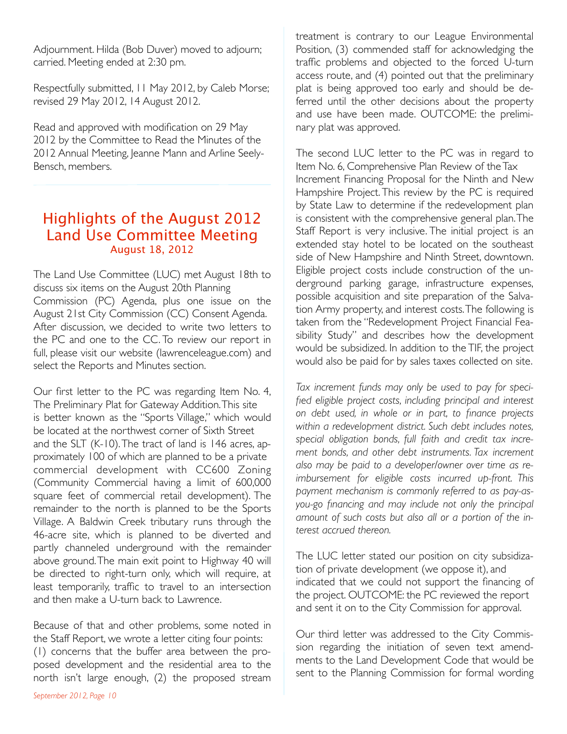Adjournment. Hilda (Bob Duver) moved to adjourn; carried. Meeting ended at 2:30 pm.

Respectfully submitted, 11 May 2012, by Caleb Morse; revised 29 May 2012, 14 August 2012.

Read and approved with modification on 29 May 2012 by the Committee to Read the Minutes of the 2012 Annual Meeting, Jeanne Mann and Arline Seely-Bensch, members.

## Highlights of the August 2012 Land Use Committee Meeting

### August 18, 2012

The Land Use Committee (LUC) met August 18th to discuss six items on the August 20th Planning Commission (PC) Agenda, plus one issue on the August 21st City Commission (CC) Consent Agenda. After discussion, we decided to write two letters to the PC and one to the CC. To review our report in full, please visit our website (lawrenceleague.com) and select the Reports and Minutes section.

Our first letter to the PC was regarding Item No. 4, The Preliminary Plat for Gateway Addition. This site is better known as the "Sports Village," which would be located at the northwest corner of Sixth Street and the SLT (K-10). The tract of land is 146 acres, approximately 100 of which are planned to be a private commercial development with CC600 Zoning (Community Commercial having a limit of 600,000 square feet of commercial retail development). The remainder to the north is planned to be the Sports Village. A Baldwin Creek tributary runs through the 46-acre site, which is planned to be diverted and partly channeled underground with the remainder above ground. The main exit point to Highway 40 will be directed to right-turn only, which will require, at least temporarily, traffic to travel to an intersection and then make a U-turn back to Lawrence.

Because of that and other problems, some noted in the Staff Report, we wrote a letter citing four points: (1) concerns that the buffer area between the proposed development and the residential area to the north isn't large enough, (2) the proposed stream treatment is contrary to our League Environmental Position, (3) commended staff for acknowledging the traffic problems and objected to the forced U-turn access route, and (4) pointed out that the preliminary plat is being approved too early and should be deferred until the other decisions about the property and use have been made. OUTCOME: the preliminary plat was approved.

The second LUC letter to the PC was in regard to Item No. 6, Comprehensive Plan Review of the Tax Increment Financing Proposal for the Ninth and New Hampshire Project. This review by the PC is required by State Law to determine if the redevelopment plan is consistent with the comprehensive general plan. The Staff Report is very inclusive. The initial project is an extended stay hotel to be located on the southeast side of New Hampshire and Ninth Street, downtown. Eligible project costs include construction of the underground parking garage, infrastructure expenses, possible acquisition and site preparation of the Salvation Army property, and interest costs. The following is taken from the "Redevelopment Project Financial Feasibility Study" and describes how the development would be subsidized. In addition to the TIF, the project would also be paid for by sales taxes collected on site.

*Tax increment funds may only be used to pay for specified eligible project costs, including principal and interest on debt used, in whole or in part, to finance projects within a redevelopment district. Such debt includes notes, special obligation bonds, full faith and credit tax increment bonds, and other debt instruments. Tax increment also may be paid to a developer/owner over time as reimbursement for eligible costs incurred up-front. This payment mechanism is commonly referred to as pay-as-you-go financing and may include not only the principal amount of such costs but also all or a portion of the interest accrued thereon.*

The LUC letter stated our position on city subsidization of private development (we oppose it), and indicated that we could not support the financing of the project. OUTCOME: the PC reviewed the report and sent it on to the City Commission for approval.

Our third letter was addressed to the City Commission regarding the initiation of seven text amendments to the Land Development Code that would be sent to the Planning Commission for formal wording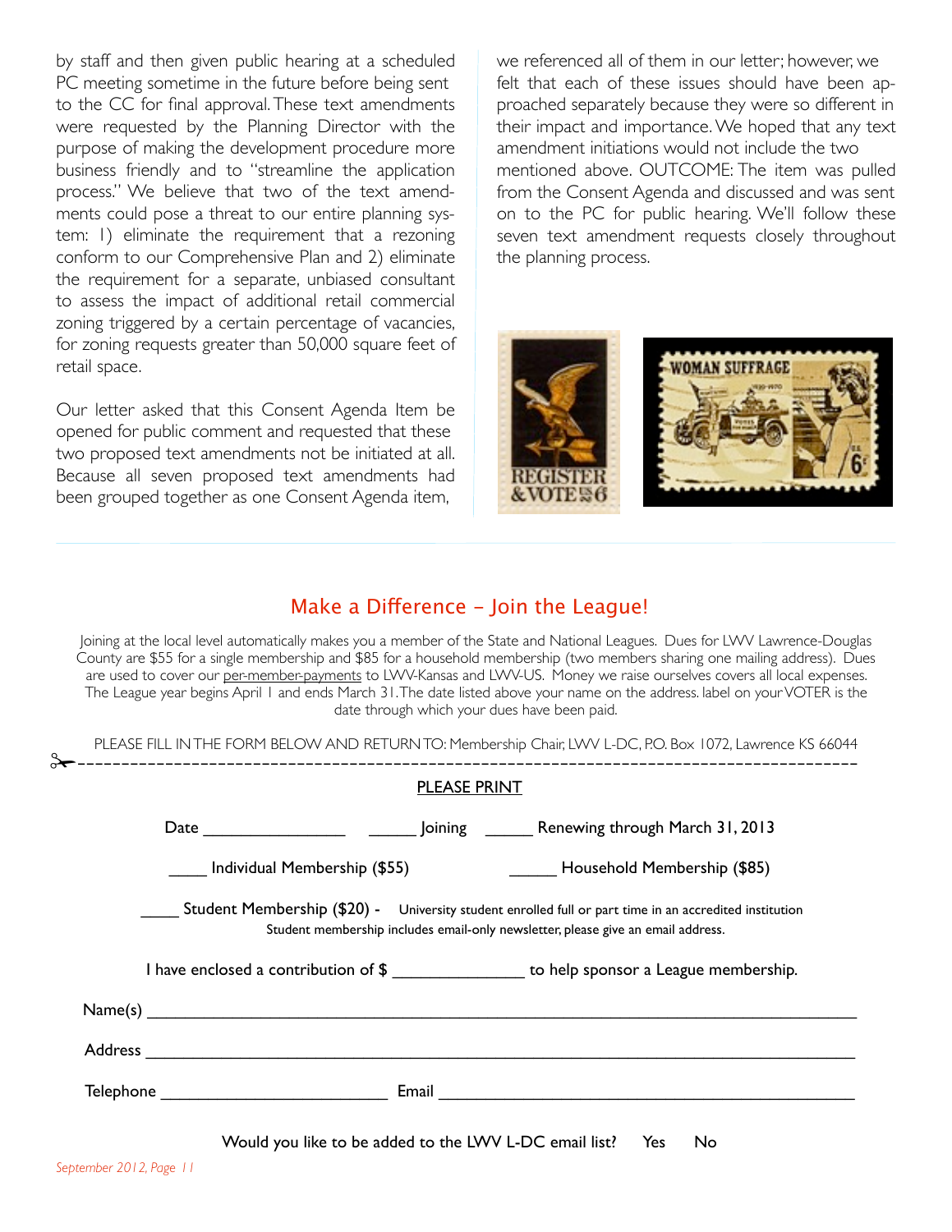by staff and then given public hearing at a scheduled PC meeting sometime in the future before being sent to the CC for final approval. These text amendments were requested by the Planning Director with the purpose of making the development procedure more business friendly and to "streamline the application process." We believe that two of the text amendments could pose a threat to our entire planning system: 1) eliminate the requirement that a rezoning conform to our Comprehensive Plan and 2) eliminate the requirement for a separate, unbiased consultant to assess the impact of additional retail commercial zoning triggered by a certain percentage of vacancies, for zoning requests greater than 50,000 square feet of retail space.

Our letter asked that this Consent Agenda Item be opened for public comment and requested that these two proposed text amendments not be initiated at all. Because all seven proposed text amendments had been grouped together as one Consent Agenda item, we referenced all of them in our letter; however, we felt that each of these issues should have been approached separately because they were so different in their impact and importance. We hoped that any text amendment initiations would not include the two mentioned above. OUTCOME: The item was pulled from the Consent Agenda and discussed and was sent on to the PC for public hearing. We'll follow these seven text amendment requests closely throughout the planning process.

## Make a Difference – Join the League!

Joining at the local level automatically makes you a member of the State and National Leagues. Dues for LWV Lawrence-Douglas County are $55 for a single membership and $85 for a household membership (two members sharing one mailing address). Dues are used to cover our per-member-payments to LWV-Kansas and LWV-US. Money we raise ourselves covers all local expenses. The League year begins April 1 and ends March 31. The date listed above your name on the address. label on your VOTER is the date through which your dues have been paid.

PLEASE FILL IN THE FORM BELOW AND RETURN TO: Membership Chair, LWV L-DC, P.O. Box 1072, Lawrence KS 66044

PLEASE PRINT

Date ________________ _____ Joining _____ Renewing through March 31, 2013

____ Individual Membership ($55) _____ Household Membership ($85)

____ Student Membership ($20) - University student enrolled full or part time in an accredited institution
Student membership includes email-only newsletter, please give an email address.

I have enclosed a contribution of $ ______________ to help sponsor a League membership.

Name(s) ____________________________________________

Address ____________________________________________

Telephone ________________________ Email ________________________

Would you like to be added to the LWV L-DC email list? Yes No